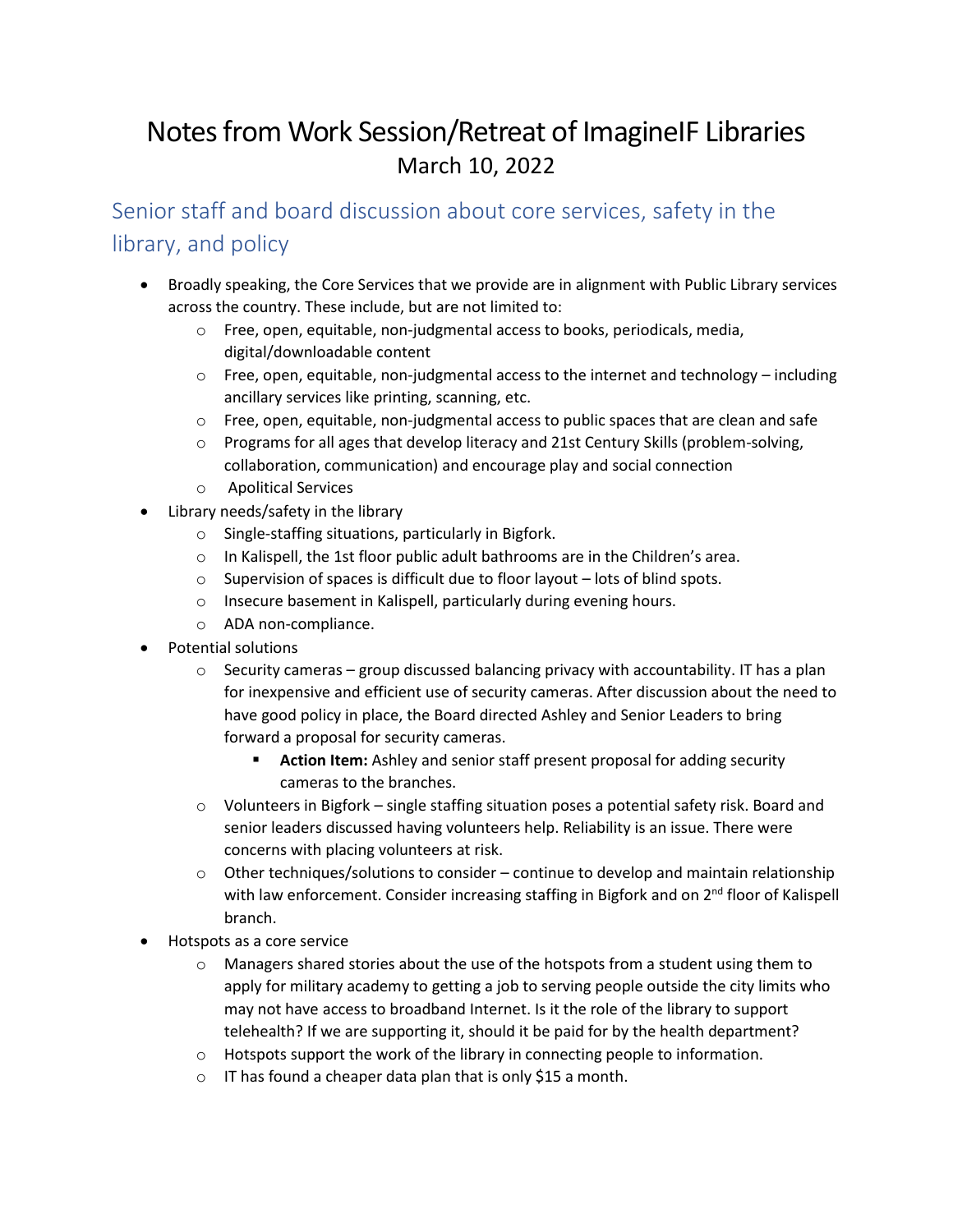# Notes from Work Session/Retreat of ImagineIF Libraries

March 10, 2022

## Senior staff and board discussion about core services, safety in the library, and policy

- Broadly speaking, the Core Services that we provide are in alignment with Public Library services across the country. These include, but are not limited to:
  - Free, open, equitable, non-judgmental access to books, periodicals, media, digital/downloadable content
  - Free, open, equitable, non-judgmental access to the internet and technology – including ancillary services like printing, scanning, etc.
  - Free, open, equitable, non-judgmental access to public spaces that are clean and safe
  - Programs for all ages that develop literacy and 21st Century Skills (problem-solving, collaboration, communication) and encourage play and social connection
  - Apolitical Services
- Library needs/safety in the library
  - Single-staffing situations, particularly in Bigfork.
  - In Kalispell, the 1st floor public adult bathrooms are in the Children's area.
  - Supervision of spaces is difficult due to floor layout – lots of blind spots.
  - Insecure basement in Kalispell, particularly during evening hours.
  - ADA non-compliance.
- Potential solutions
  - Security cameras – group discussed balancing privacy with accountability. IT has a plan for inexpensive and efficient use of security cameras. After discussion about the need to have good policy in place, the Board directed Ashley and Senior Leaders to bring forward a proposal for security cameras.
    - **Action Item:** Ashley and senior staff present proposal for adding security cameras to the branches.
  - Volunteers in Bigfork – single staffing situation poses a potential safety risk. Board and senior leaders discussed having volunteers help. Reliability is an issue. There were concerns with placing volunteers at risk.
  - Other techniques/solutions to consider – continue to develop and maintain relationship with law enforcement. Consider increasing staffing in Bigfork and on 2nd floor of Kalispell branch.
- Hotspots as a core service
  - Managers shared stories about the use of the hotspots from a student using them to apply for military academy to getting a job to serving people outside the city limits who may not have access to broadband Internet. Is it the role of the library to support telehealth? If we are supporting it, should it be paid for by the health department?
  - Hotspots support the work of the library in connecting people to information.
  - IT has found a cheaper data plan that is only $15 a month.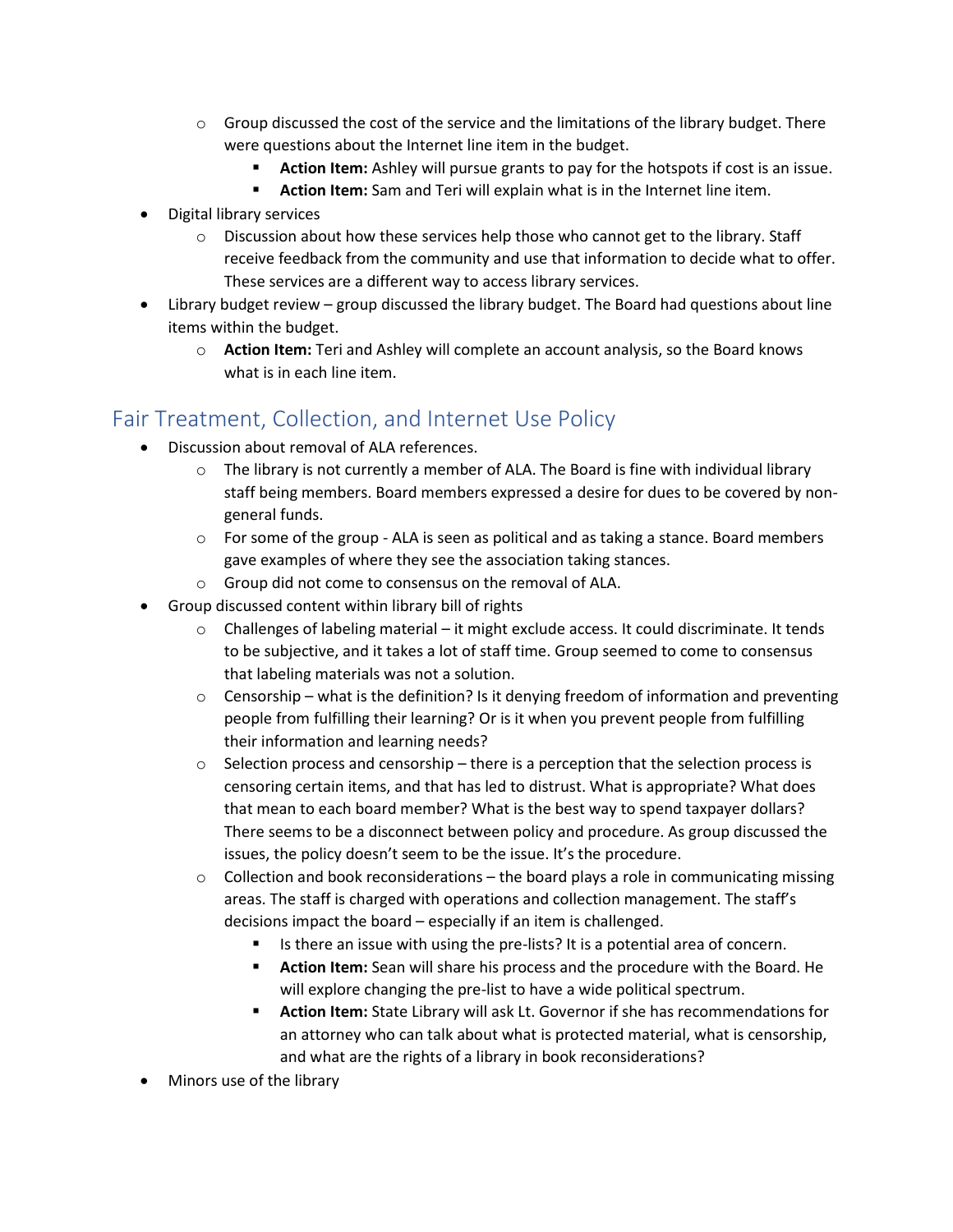- Group discussed the cost of the service and the limitations of the library budget. There were questions about the Internet line item in the budget.
        - **Action Item:** Ashley will pursue grants to pay for the hotspots if cost is an issue.
        - **Action Item:** Sam and Teri will explain what is in the Internet line item.
- Digital library services
    - Discussion about how these services help those who cannot get to the library. Staff receive feedback from the community and use that information to decide what to offer. These services are a different way to access library services.
- Library budget review – group discussed the library budget. The Board had questions about line items within the budget.
    - **Action Item:** Teri and Ashley will complete an account analysis, so the Board knows what is in each line item.

## Fair Treatment, Collection, and Internet Use Policy

- Discussion about removal of ALA references.
    - The library is not currently a member of ALA. The Board is fine with individual library staff being members. Board members expressed a desire for dues to be covered by non-general funds.
    - For some of the group - ALA is seen as political and as taking a stance. Board members gave examples of where they see the association taking stances.
    - Group did not come to consensus on the removal of ALA.
- Group discussed content within library bill of rights
    - Challenges of labeling material – it might exclude access. It could discriminate. It tends to be subjective, and it takes a lot of staff time. Group seemed to come to consensus that labeling materials was not a solution.
    - Censorship – what is the definition? Is it denying freedom of information and preventing people from fulfilling their learning? Or is it when you prevent people from fulfilling their information and learning needs?
    - Selection process and censorship – there is a perception that the selection process is censoring certain items, and that has led to distrust. What is appropriate? What does that mean to each board member? What is the best way to spend taxpayer dollars? There seems to be a disconnect between policy and procedure. As group discussed the issues, the policy doesn't seem to be the issue. It's the procedure.
    - Collection and book reconsiderations – the board plays a role in communicating missing areas. The staff is charged with operations and collection management. The staff's decisions impact the board – especially if an item is challenged.
        - Is there an issue with using the pre-lists? It is a potential area of concern.
        - **Action Item:** Sean will share his process and the procedure with the Board. He will explore changing the pre-list to have a wide political spectrum.
        - **Action Item:** State Library will ask Lt. Governor if she has recommendations for an attorney who can talk about what is protected material, what is censorship, and what are the rights of a library in book reconsiderations?
- Minors use of the library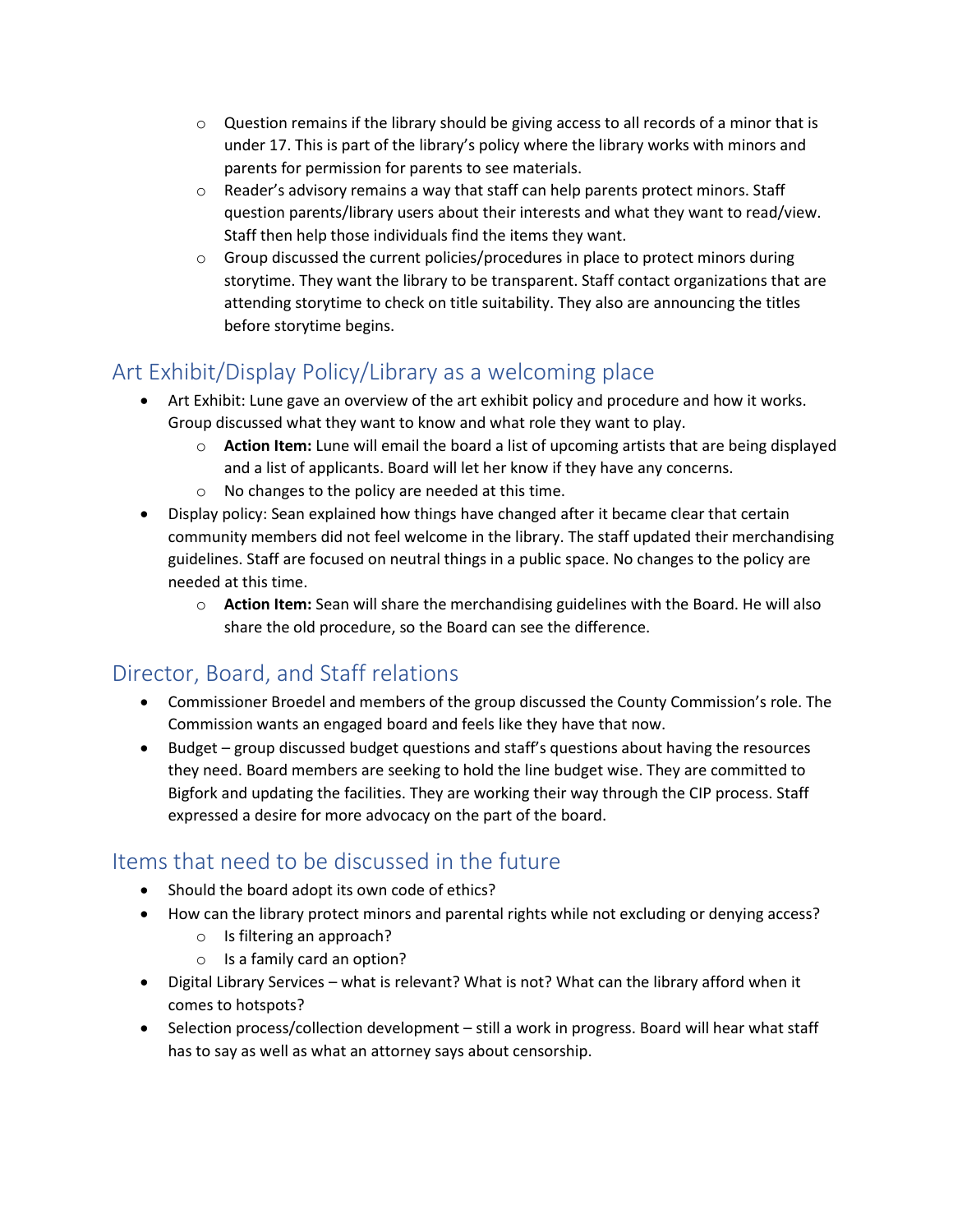- Question remains if the library should be giving access to all records of a minor that is under 17. This is part of the library's policy where the library works with minors and parents for permission for parents to see materials.
    - Reader's advisory remains a way that staff can help parents protect minors. Staff question parents/library users about their interests and what they want to read/view. Staff then help those individuals find the items they want.
    - Group discussed the current policies/procedures in place to protect minors during storytime. They want the library to be transparent. Staff contact organizations that are attending storytime to check on title suitability. They also are announcing the titles before storytime begins.

## Art Exhibit/Display Policy/Library as a welcoming place

- Art Exhibit: Lune gave an overview of the art exhibit policy and procedure and how it works. Group discussed what they want to know and what role they want to play.
    - **Action Item:** Lune will email the board a list of upcoming artists that are being displayed and a list of applicants. Board will let her know if they have any concerns.
    - No changes to the policy are needed at this time.
- Display policy: Sean explained how things have changed after it became clear that certain community members did not feel welcome in the library. The staff updated their merchandising guidelines. Staff are focused on neutral things in a public space. No changes to the policy are needed at this time.
    - **Action Item:** Sean will share the merchandising guidelines with the Board. He will also share the old procedure, so the Board can see the difference.

## Director, Board, and Staff relations

- Commissioner Broedel and members of the group discussed the County Commission's role. The Commission wants an engaged board and feels like they have that now.
- Budget – group discussed budget questions and staff's questions about having the resources they need. Board members are seeking to hold the line budget wise. They are committed to Bigfork and updating the facilities. They are working their way through the CIP process. Staff expressed a desire for more advocacy on the part of the board.

## Items that need to be discussed in the future

- Should the board adopt its own code of ethics?
- How can the library protect minors and parental rights while not excluding or denying access?
    - Is filtering an approach?
    - Is a family card an option?
- Digital Library Services – what is relevant? What is not? What can the library afford when it comes to hotspots?
- Selection process/collection development – still a work in progress. Board will hear what staff has to say as well as what an attorney says about censorship.